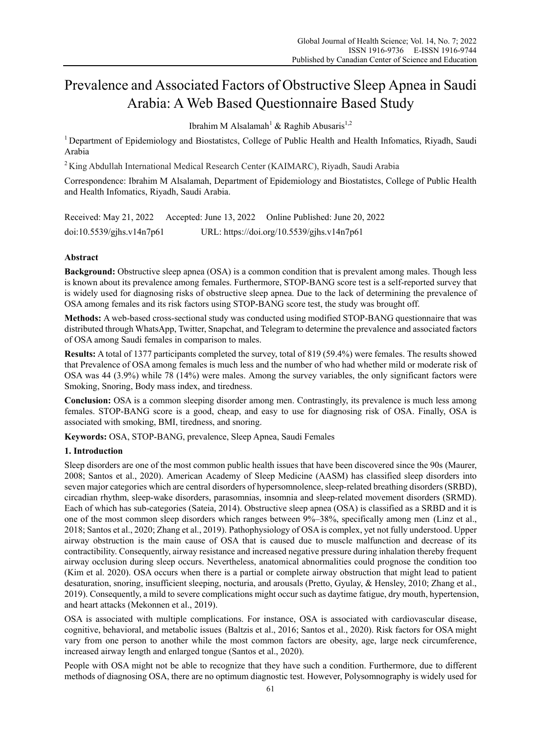# Prevalence and Associated Factors of Obstructive Sleep Apnea in Saudi Arabia: A Web Based Questionnaire Based Study

Ibrahim M Alsalamah[1] & Raghib Abusaris[1,2]

[1] Department of Epidemiology and Biostatistcs, College of Public Health and Health Infomatics, Riyadh, Saudi Arabia

[2] King Abdullah International Medical Research Center (KAIMARC), Riyadh, Saudi Arabia

Correspondence: Ibrahim M Alsalamah, Department of Epidemiology and Biostatistcs, College of Public Health and Health Infomatics, Riyadh, Saudi Arabia.

Received: May 21, 2022 Accepted: June 13, 2022 Online Published: June 20, 2022

doi:10.5539/gjhs.v14n7p61 URL: https://doi.org/10.5539/gjhs.v14n7p61

## Abstract

**Background:** Obstructive sleep apnea (OSA) is a common condition that is prevalent among males. Though less is known about its prevalence among females. Furthermore, STOP-BANG score test is a self-reported survey that is widely used for diagnosing risks of obstructive sleep apnea. Due to the lack of determining the prevalence of OSA among females and its risk factors using STOP-BANG score test, the study was brought off.

**Methods:** A web-based cross-sectional study was conducted using modified STOP-BANG questionnaire that was distributed through WhatsApp, Twitter, Snapchat, and Telegram to determine the prevalence and associated factors of OSA among Saudi females in comparison to males.

**Results:** A total of 1377 participants completed the survey, total of 819 (59.4%) were females. The results showed that Prevalence of OSA among females is much less and the number of who had whether mild or moderate risk of OSA was 44 (3.9%) while 78 (14%) were males. Among the survey variables, the only significant factors were Smoking, Snoring, Body mass index, and tiredness.

**Conclusion:** OSA is a common sleeping disorder among men. Contrastingly, its prevalence is much less among females. STOP-BANG score is a good, cheap, and easy to use for diagnosing risk of OSA. Finally, OSA is associated with smoking, BMI, tiredness, and snoring.

**Keywords:** OSA, STOP-BANG, prevalence, Sleep Apnea, Saudi Females

## 1. Introduction

Sleep disorders are one of the most common public health issues that have been discovered since the 90s (Maurer, 2008; Santos et al., 2020). American Academy of Sleep Medicine (AASM) has classified sleep disorders into seven major categories which are central disorders of hypersomnolence, sleep-related breathing disorders (SRBD), circadian rhythm, sleep-wake disorders, parasomnias, insomnia and sleep-related movement disorders (SRMD). Each of which has sub-categories (Sateia, 2014). Obstructive sleep apnea (OSA) is classified as a SRBD and it is one of the most common sleep disorders which ranges between 9%–38%, specifically among men (Linz et al., 2018; Santos et al., 2020; Zhang et al., 2019). Pathophysiology of OSA is complex, yet not fully understood. Upper airway obstruction is the main cause of OSA that is caused due to muscle malfunction and decrease of its contractibility. Consequently, airway resistance and increased negative pressure during inhalation thereby frequent airway occlusion during sleep occurs. Nevertheless, anatomical abnormalities could prognose the condition too (Kim et al. 2020). OSA occurs when there is a partial or complete airway obstruction that might lead to patient desaturation, snoring, insufficient sleeping, nocturia, and arousals (Pretto, Gyulay, & Hensley, 2010; Zhang et al., 2019). Consequently, a mild to severe complications might occur such as daytime fatigue, dry mouth, hypertension, and heart attacks (Mekonnen et al., 2019).

OSA is associated with multiple complications. For instance, OSA is associated with cardiovascular disease, cognitive, behavioral, and metabolic issues (Baltzis et al., 2016; Santos et al., 2020). Risk factors for OSA might vary from one person to another while the most common factors are obesity, age, large neck circumference, increased airway length and enlarged tongue (Santos et al., 2020).

People with OSA might not be able to recognize that they have such a condition. Furthermore, due to different methods of diagnosing OSA, there are no optimum diagnostic test. However, Polysomnography is widely used for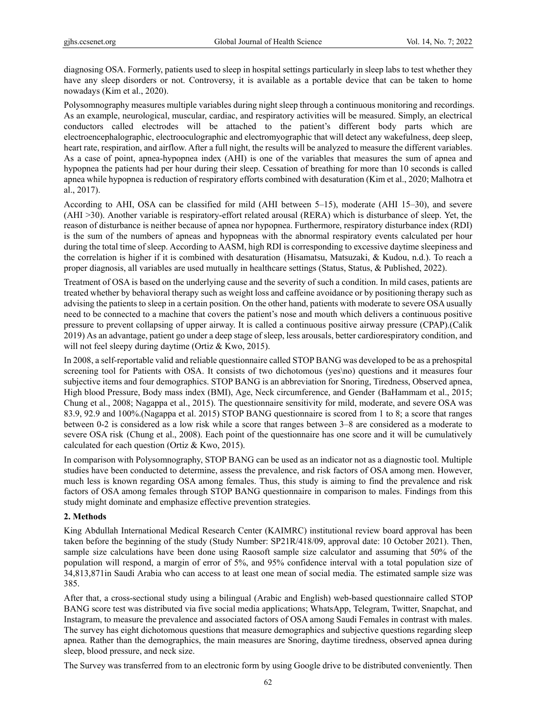diagnosing OSA. Formerly, patients used to sleep in hospital settings particularly in sleep labs to test whether they have any sleep disorders or not. Controversy, it is available as a portable device that can be taken to home nowadays (Kim et al., 2020).

Polysomnography measures multiple variables during night sleep through a continuous monitoring and recordings. As an example, neurological, muscular, cardiac, and respiratory activities will be measured. Simply, an electrical conductors called electrodes will be attached to the patient's different body parts which are electroencephalographic, electrooculographic and electromyographic that will detect any wakefulness, deep sleep, heart rate, respiration, and airflow. After a full night, the results will be analyzed to measure the different variables. As a case of point, apnea-hypopnea index (AHI) is one of the variables that measures the sum of apnea and hypopnea the patients had per hour during their sleep. Cessation of breathing for more than 10 seconds is called apnea while hypopnea is reduction of respiratory efforts combined with desaturation (Kim et al., 2020; Malhotra et al., 2017).

According to AHI, OSA can be classified for mild (AHI between 5–15), moderate (AHI 15–30), and severe (AHI >30). Another variable is respiratory-effort related arousal (RERA) which is disturbance of sleep. Yet, the reason of disturbance is neither because of apnea nor hypopnea. Furthermore, respiratory disturbance index (RDI) is the sum of the numbers of apneas and hypopneas with the abnormal respiratory events calculated per hour during the total time of sleep. According to AASM, high RDI is corresponding to excessive daytime sleepiness and the correlation is higher if it is combined with desaturation (Hisamatsu, Matsuzaki, & Kudou, n.d.). To reach a proper diagnosis, all variables are used mutually in healthcare settings (Status, Status, & Published, 2022).

Treatment of OSA is based on the underlying cause and the severity of such a condition. In mild cases, patients are treated whether by behavioral therapy such as weight loss and caffeine avoidance or by positioning therapy such as advising the patients to sleep in a certain position. On the other hand, patients with moderate to severe OSA usually need to be connected to a machine that covers the patient's nose and mouth which delivers a continuous positive pressure to prevent collapsing of upper airway. It is called a continuous positive airway pressure (CPAP).(Calik 2019) As an advantage, patient go under a deep stage of sleep, less arousals, better cardiorespiratory condition, and will not feel sleepy during daytime (Ortiz & Kwo, 2015).

In 2008, a self-reportable valid and reliable questionnaire called STOP BANG was developed to be as a prehospital screening tool for Patients with OSA. It consists of two dichotomous (yes\no) questions and it measures four subjective items and four demographics. STOP BANG is an abbreviation for Snoring, Tiredness, Observed apnea, High blood Pressure, Body mass index (BMI), Age, Neck circumference, and Gender (BaHammam et al., 2015; Chung et al., 2008; Nagappa et al., 2015). The questionnaire sensitivity for mild, moderate, and severe OSA was 83.9, 92.9 and 100%.(Nagappa et al. 2015) STOP BANG questionnaire is scored from 1 to 8; a score that ranges between 0-2 is considered as a low risk while a score that ranges between 3–8 are considered as a moderate to severe OSA risk (Chung et al., 2008). Each point of the questionnaire has one score and it will be cumulatively calculated for each question (Ortiz & Kwo, 2015).

In comparison with Polysomnography, STOP BANG can be used as an indicator not as a diagnostic tool. Multiple studies have been conducted to determine, assess the prevalence, and risk factors of OSA among men. However, much less is known regarding OSA among females. Thus, this study is aiming to find the prevalence and risk factors of OSA among females through STOP BANG questionnaire in comparison to males. Findings from this study might dominate and emphasize effective prevention strategies.

## 2. Methods

King Abdullah International Medical Research Center (KAIMRC) institutional review board approval has been taken before the beginning of the study (Study Number: SP21R/418/09, approval date: 10 October 2021). Then, sample size calculations have been done using Raosoft sample size calculator and assuming that 50% of the population will respond, a margin of error of 5%, and 95% confidence interval with a total population size of 34,813,871in Saudi Arabia who can access to at least one mean of social media. The estimated sample size was 385.

After that, a cross-sectional study using a bilingual (Arabic and English) web-based questionnaire called STOP BANG score test was distributed via five social media applications; WhatsApp, Telegram, Twitter, Snapchat, and Instagram, to measure the prevalence and associated factors of OSA among Saudi Females in contrast with males. The survey has eight dichotomous questions that measure demographics and subjective questions regarding sleep apnea. Rather than the demographics, the main measures are Snoring, daytime tiredness, observed apnea during sleep, blood pressure, and neck size.

The Survey was transferred from to an electronic form by using Google drive to be distributed conveniently. Then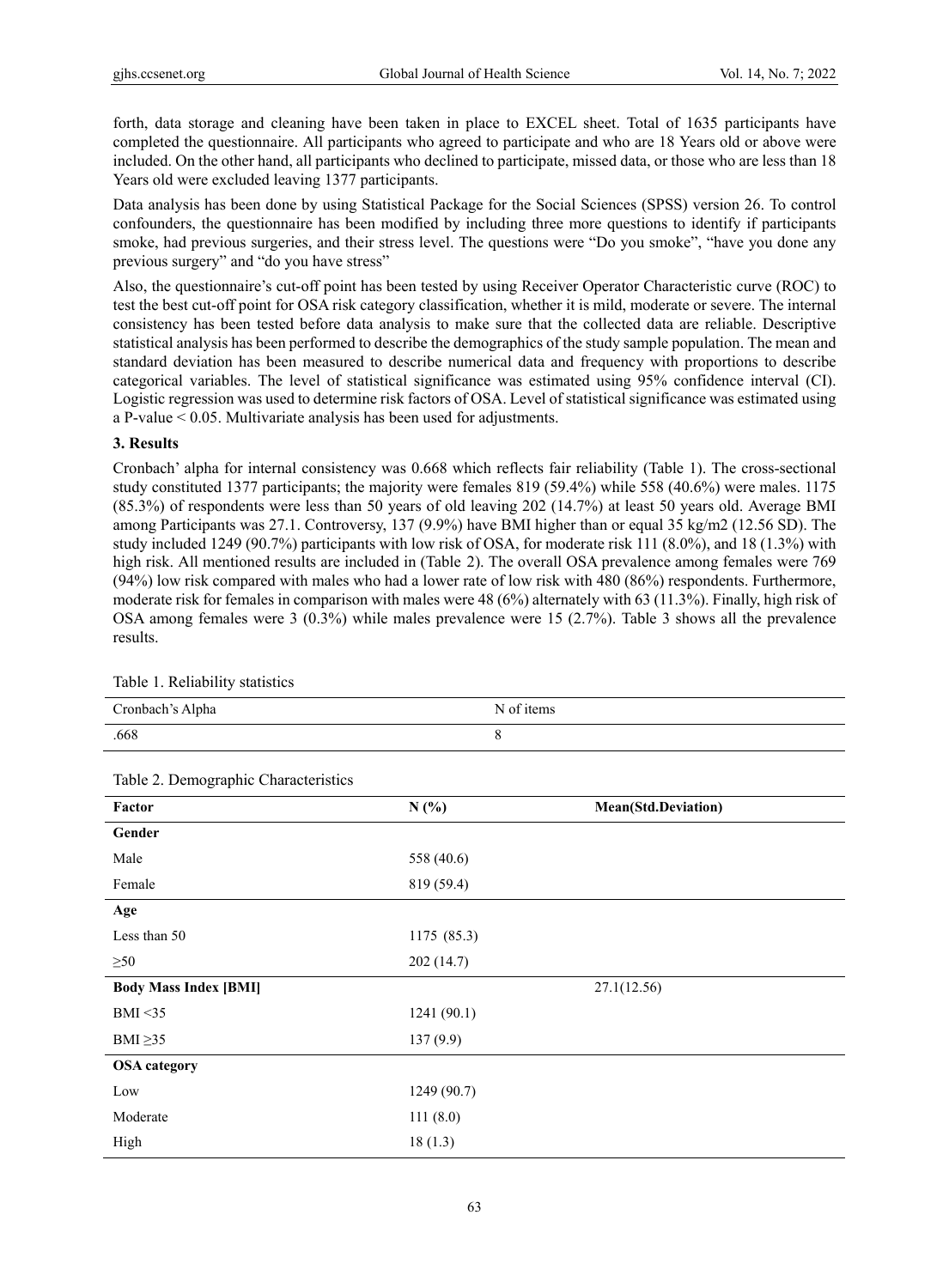forth, data storage and cleaning have been taken in place to EXCEL sheet. Total of 1635 participants have completed the questionnaire. All participants who agreed to participate and who are 18 Years old or above were included. On the other hand, all participants who declined to participate, missed data, or those who are less than 18 Years old were excluded leaving 1377 participants.

Data analysis has been done by using Statistical Package for the Social Sciences (SPSS) version 26. To control confounders, the questionnaire has been modified by including three more questions to identify if participants smoke, had previous surgeries, and their stress level. The questions were "Do you smoke", "have you done any previous surgery" and "do you have stress"

Also, the questionnaire's cut-off point has been tested by using Receiver Operator Characteristic curve (ROC) to test the best cut-off point for OSA risk category classification, whether it is mild, moderate or severe. The internal consistency has been tested before data analysis to make sure that the collected data are reliable. Descriptive statistical analysis has been performed to describe the demographics of the study sample population. The mean and standard deviation has been measured to describe numerical data and frequency with proportions to describe categorical variables. The level of statistical significance was estimated using 95% confidence interval (CI). Logistic regression was used to determine risk factors of OSA. Level of statistical significance was estimated using a P-value < 0.05. Multivariate analysis has been used for adjustments.

## 3. Results

Cronbach' alpha for internal consistency was 0.668 which reflects fair reliability (Table 1). The cross-sectional study constituted 1377 participants; the majority were females 819 (59.4%) while 558 (40.6%) were males. 1175 (85.3%) of respondents were less than 50 years of old leaving 202 (14.7%) at least 50 years old. Average BMI among Participants was 27.1. Controversy, 137 (9.9%) have BMI higher than or equal 35 kg/m2 (12.56 SD). The study included 1249 (90.7%) participants with low risk of OSA, for moderate risk 111 (8.0%), and 18 (1.3%) with high risk. All mentioned results are included in (Table 2). The overall OSA prevalence among females were 769 (94%) low risk compared with males who had a lower rate of low risk with 480 (86%) respondents. Furthermore, moderate risk for females in comparison with males were 48 (6%) alternately with 63 (11.3%). Finally, high risk of OSA among females were 3 (0.3%) while males prevalence were 15 (2.7%). Table 3 shows all the prevalence results.

Table 1. Reliability statistics

| Cronbach's Alpha | N of items |
|---|---|
| .668 | 8 |

Table 2. Demographic Characteristics

| Factor | N (%) | Mean(Std.Deviation) |
|---|---|---|
| **Gender** | | |
| Male | 558 (40.6) | |
| Female | 819 (59.4) | |
| **Age** | | |
| Less than 50 | 1175 (85.3) | |
| ≥50 | 202 (14.7) | |
| **Body Mass Index [BMI]** | | 27.1(12.56) |
| BMI <35 | 1241 (90.1) | |
| BMI ≥35 | 137 (9.9) | |
| **OSA category** | | |
| Low | 1249 (90.7) | |
| Moderate | 111 (8.0) | |
| High | 18 (1.3) | |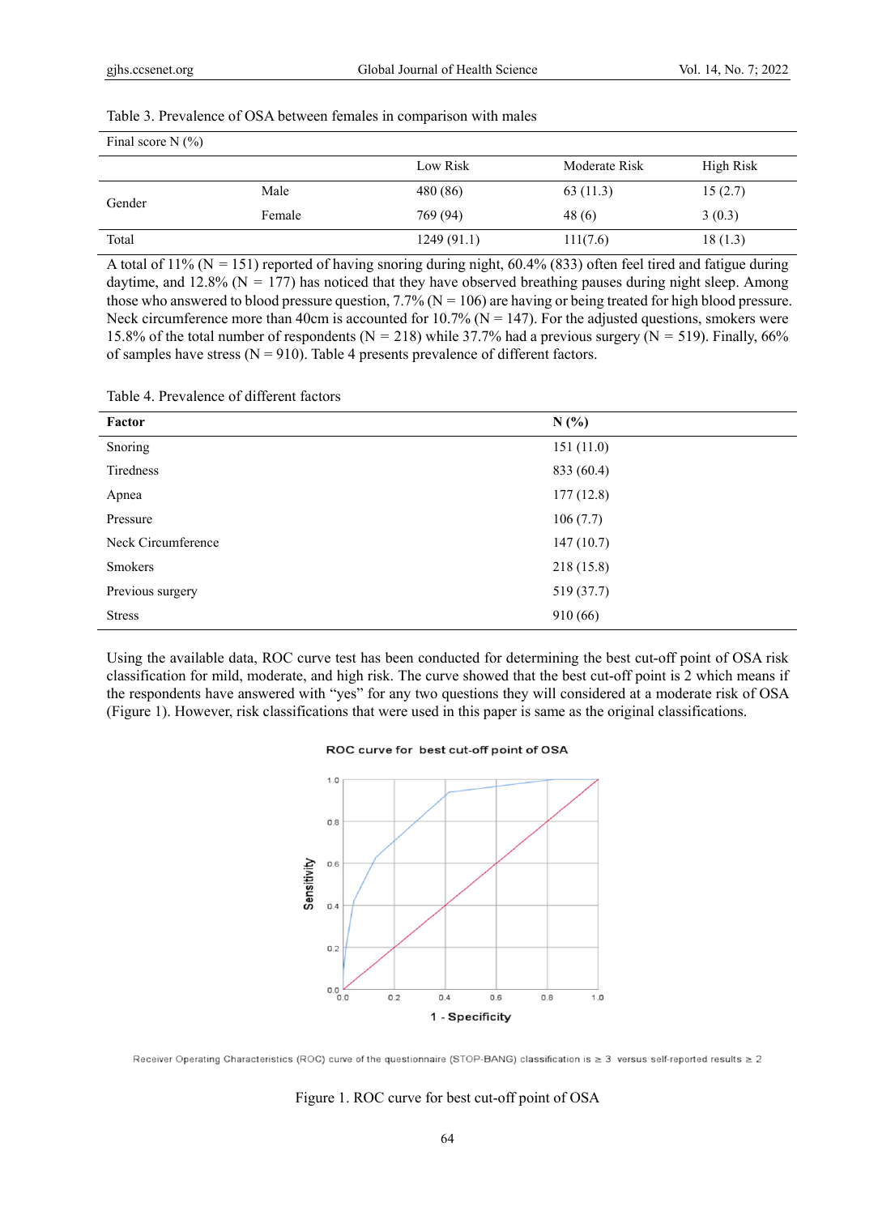Table 3. Prevalence of OSA between females in comparison with males

| Final score N (%) | | | | |
|---|---|---|---|---|
| | | Low Risk | Moderate Risk | High Risk |
| Gender | Male | 480 (86) | 63 (11.3) | 15 (2.7) |
| | Female | 769 (94) | 48 (6) | 3 (0.3) |
| Total | | 1249 (91.1) | 111(7.6) | 18 (1.3) |

A total of 11% (N = 151) reported of having snoring during night, 60.4% (833) often feel tired and fatigue during daytime, and 12.8% (N = 177) has noticed that they have observed breathing pauses during night sleep. Among those who answered to blood pressure question, 7.7% (N = 106) are having or being treated for high blood pressure. Neck circumference more than 40cm is accounted for 10.7% (N = 147). For the adjusted questions, smokers were 15.8% of the total number of respondents (N = 218) while 37.7% had a previous surgery (N = 519). Finally, 66% of samples have stress (N = 910). Table 4 presents prevalence of different factors.

Table 4. Prevalence of different factors

| **Factor** | **N (%)** |
|---|---|
| Snoring | 151 (11.0) |
| Tiredness | 833 (60.4) |
| Apnea | 177 (12.8) |
| Pressure | 106 (7.7) |
| Neck Circumference | 147 (10.7) |
| Smokers | 218 (15.8) |
| Previous surgery | 519 (37.7) |
| Stress | 910 (66) |

Using the available data, ROC curve test has been conducted for determining the best cut-off point of OSA risk classification for mild, moderate, and high risk. The curve showed that the best cut-off point is 2 which means if the respondents have answered with "yes" for any two questions they will considered at a moderate risk of OSA (Figure 1). However, risk classifications that were used in this paper is same as the original classifications.

ROC curve for best cut-off point of OSA

Receiver Operating Characteristics (ROC) curve of the questionnaire (STOP-BANG) classification is ≥ 3 versus self-reported results ≥ 2

Figure 1. ROC curve for best cut-off point of OSA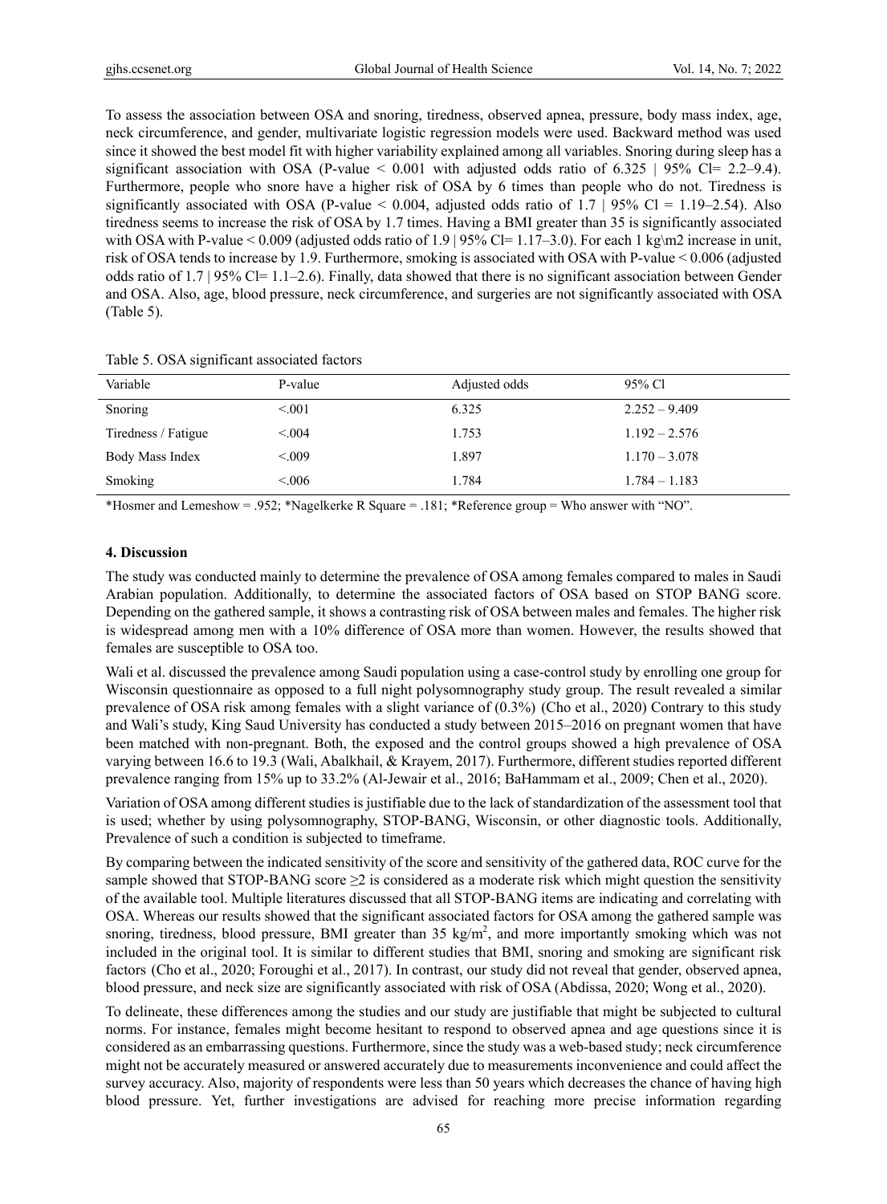To assess the association between OSA and snoring, tiredness, observed apnea, pressure, body mass index, age, neck circumference, and gender, multivariate logistic regression models were used. Backward method was used since it showed the best model fit with higher variability explained among all variables. Snoring during sleep has a significant association with OSA (P-value < 0.001 with adjusted odds ratio of 6.325 | 95% Cl= 2.2–9.4). Furthermore, people who snore have a higher risk of OSA by 6 times than people who do not. Tiredness is significantly associated with OSA (P-value < 0.004, adjusted odds ratio of 1.7 | 95% Cl = 1.19–2.54). Also tiredness seems to increase the risk of OSA by 1.7 times. Having a BMI greater than 35 is significantly associated with OSA with P-value < 0.009 (adjusted odds ratio of 1.9 | 95% Cl= 1.17–3.0). For each 1 kg\m2 increase in unit, risk of OSA tends to increase by 1.9. Furthermore, smoking is associated with OSA with P-value < 0.006 (adjusted odds ratio of 1.7 | 95% Cl= 1.1–2.6). Finally, data showed that there is no significant association between Gender and OSA. Also, age, blood pressure, neck circumference, and surgeries are not significantly associated with OSA (Table 5).

Table 5. OSA significant associated factors

| Variable | P-value | Adjusted odds | 95% Cl |
|---|---|---|---|
| Snoring | <.001 | 6.325 | 2.252 – 9.409 |
| Tiredness / Fatigue | <.004 | 1.753 | 1.192 – 2.576 |
| Body Mass Index | <.009 | 1.897 | 1.170 – 3.078 |
| Smoking | <.006 | 1.784 | 1.784 – 1.183 |

*Hosmer and Lemeshow = .952; *Nagelkerke R Square = .181; *Reference group = Who answer with "NO".

## 4. Discussion

The study was conducted mainly to determine the prevalence of OSA among females compared to males in Saudi Arabian population. Additionally, to determine the associated factors of OSA based on STOP BANG score. Depending on the gathered sample, it shows a contrasting risk of OSA between males and females. The higher risk is widespread among men with a 10% difference of OSA more than women. However, the results showed that females are susceptible to OSA too.

Wali et al. discussed the prevalence among Saudi population using a case-control study by enrolling one group for Wisconsin questionnaire as opposed to a full night polysomnography study group. The result revealed a similar prevalence of OSA risk among females with a slight variance of (0.3%) (Cho et al., 2020) Contrary to this study and Wali's study, King Saud University has conducted a study between 2015–2016 on pregnant women that have been matched with non-pregnant. Both, the exposed and the control groups showed a high prevalence of OSA varying between 16.6 to 19.3 (Wali, Abalkhail, & Krayem, 2017). Furthermore, different studies reported different prevalence ranging from 15% up to 33.2% (Al-Jewair et al., 2016; BaHammam et al., 2009; Chen et al., 2020).

Variation of OSA among different studies is justifiable due to the lack of standardization of the assessment tool that is used; whether by using polysomnography, STOP-BANG, Wisconsin, or other diagnostic tools. Additionally, Prevalence of such a condition is subjected to timeframe.

By comparing between the indicated sensitivity of the score and sensitivity of the gathered data, ROC curve for the sample showed that STOP-BANG score ≥2 is considered as a moderate risk which might question the sensitivity of the available tool. Multiple literatures discussed that all STOP-BANG items are indicating and correlating with OSA. Whereas our results showed that the significant associated factors for OSA among the gathered sample was snoring, tiredness, blood pressure, BMI greater than 35 $kg/m^2$, and more importantly smoking which was not included in the original tool. It is similar to different studies that BMI, snoring and smoking are significant risk factors (Cho et al., 2020; Foroughi et al., 2017). In contrast, our study did not reveal that gender, observed apnea, blood pressure, and neck size are significantly associated with risk of OSA (Abdissa, 2020; Wong et al., 2020).

To delineate, these differences among the studies and our study are justifiable that might be subjected to cultural norms. For instance, females might become hesitant to respond to observed apnea and age questions since it is considered as an embarrassing questions. Furthermore, since the study was a web-based study; neck circumference might not be accurately measured or answered accurately due to measurements inconvenience and could affect the survey accuracy. Also, majority of respondents were less than 50 years which decreases the chance of having high blood pressure. Yet, further investigations are advised for reaching more precise information regarding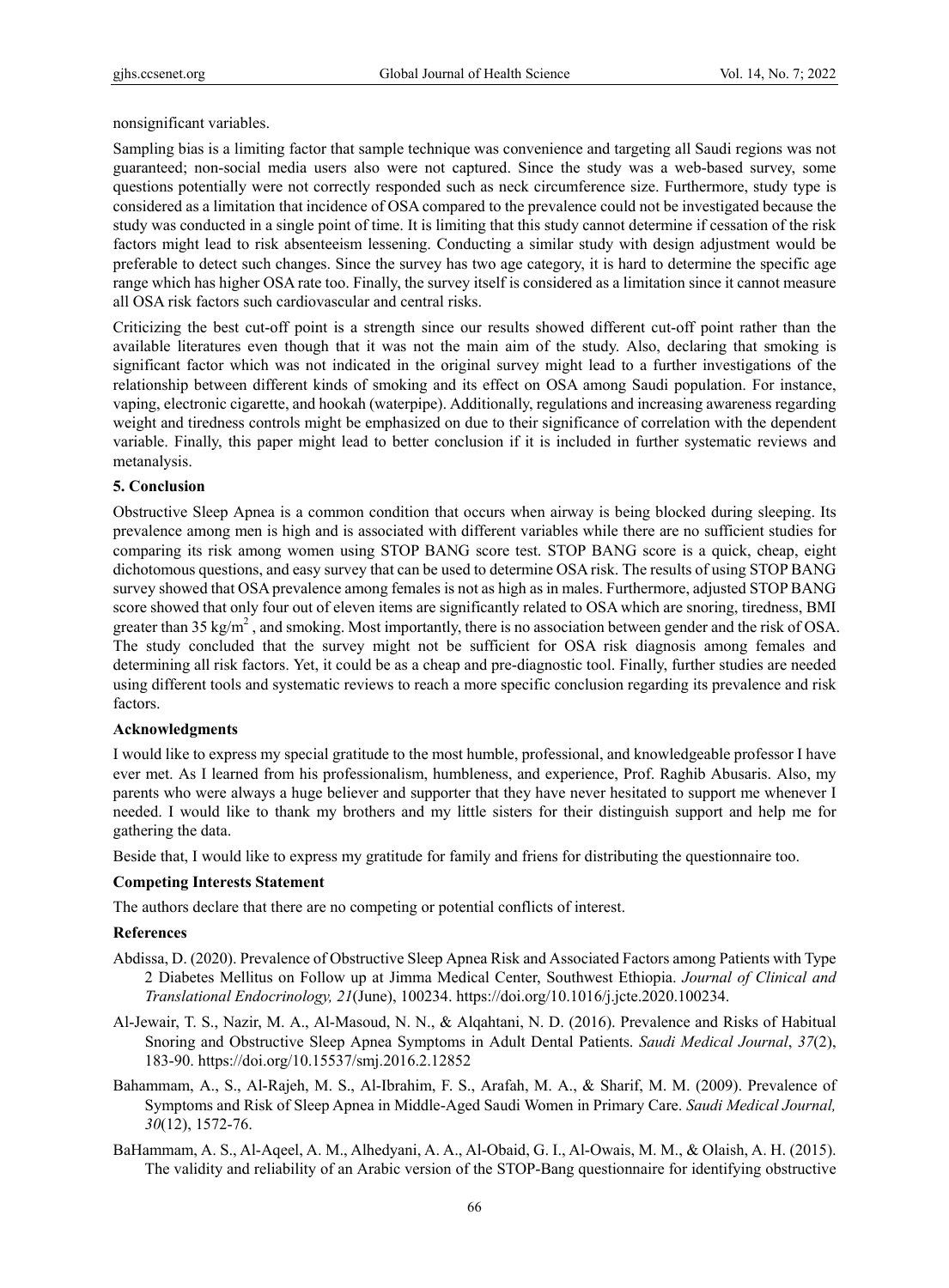nonsignificant variables.

Sampling bias is a limiting factor that sample technique was convenience and targeting all Saudi regions was not guaranteed; non-social media users also were not captured. Since the study was a web-based survey, some questions potentially were not correctly responded such as neck circumference size. Furthermore, study type is considered as a limitation that incidence of OSA compared to the prevalence could not be investigated because the study was conducted in a single point of time. It is limiting that this study cannot determine if cessation of the risk factors might lead to risk absenteeism lessening. Conducting a similar study with design adjustment would be preferable to detect such changes. Since the survey has two age category, it is hard to determine the specific age range which has higher OSA rate too. Finally, the survey itself is considered as a limitation since it cannot measure all OSA risk factors such cardiovascular and central risks.

Criticizing the best cut-off point is a strength since our results showed different cut-off point rather than the available literatures even though that it was not the main aim of the study. Also, declaring that smoking is significant factor which was not indicated in the original survey might lead to a further investigations of the relationship between different kinds of smoking and its effect on OSA among Saudi population. For instance, vaping, electronic cigarette, and hookah (waterpipe). Additionally, regulations and increasing awareness regarding weight and tiredness controls might be emphasized on due to their significance of correlation with the dependent variable. Finally, this paper might lead to better conclusion if it is included in further systematic reviews and metanalysis.

### 5. Conclusion

Obstructive Sleep Apnea is a common condition that occurs when airway is being blocked during sleeping. Its prevalence among men is high and is associated with different variables while there are no sufficient studies for comparing its risk among women using STOP BANG score test. STOP BANG score is a quick, cheap, eight dichotomous questions, and easy survey that can be used to determine OSA risk. The results of using STOP BANG survey showed that OSA prevalence among females is not as high as in males. Furthermore, adjusted STOP BANG score showed that only four out of eleven items are significantly related to OSA which are snoring, tiredness, BMI greater than 35 kg/m$^2$ , and smoking. Most importantly, there is no association between gender and the risk of OSA. The study concluded that the survey might not be sufficient for OSA risk diagnosis among females and determining all risk factors. Yet, it could be as a cheap and pre-diagnostic tool. Finally, further studies are needed using different tools and systematic reviews to reach a more specific conclusion regarding its prevalence and risk factors.

### Acknowledgments

I would like to express my special gratitude to the most humble, professional, and knowledgeable professor I have ever met. As I learned from his professionalism, humbleness, and experience, Prof. Raghib Abusaris. Also, my parents who were always a huge believer and supporter that they have never hesitated to support me whenever I needed. I would like to thank my brothers and my little sisters for their distinguish support and help me for gathering the data.

Beside that, I would like to express my gratitude for family and friens for distributing the questionnaire too.

### Competing Interests Statement

The authors declare that there are no competing or potential conflicts of interest.

### References

Abdissa, D. (2020). Prevalence of Obstructive Sleep Apnea Risk and Associated Factors among Patients with Type 2 Diabetes Mellitus on Follow up at Jimma Medical Center, Southwest Ethiopia. *Journal of Clinical and Translational Endocrinology, 21*(June), 100234. https://doi.org/10.1016/j.jcte.2020.100234.

Al-Jewair, T. S., Nazir, M. A., Al-Masoud, N. N., & Alqahtani, N. D. (2016). Prevalence and Risks of Habitual Snoring and Obstructive Sleep Apnea Symptoms in Adult Dental Patients. *Saudi Medical Journal*, *37*(2), 183-90. https://doi.org/10.15537/smj.2016.2.12852

Bahammam, A., S., Al-Rajeh, M. S., Al-Ibrahim, F. S., Arafah, M. A., & Sharif, M. M. (2009). Prevalence of Symptoms and Risk of Sleep Apnea in Middle-Aged Saudi Women in Primary Care. *Saudi Medical Journal, 30*(12), 1572-76.

BaHammam, A. S., Al-Aqeel, A. M., Alhedyani, A. A., Al-Obaid, G. I., Al-Owais, M. M., & Olaish, A. H. (2015). The validity and reliability of an Arabic version of the STOP-Bang questionnaire for identifying obstructive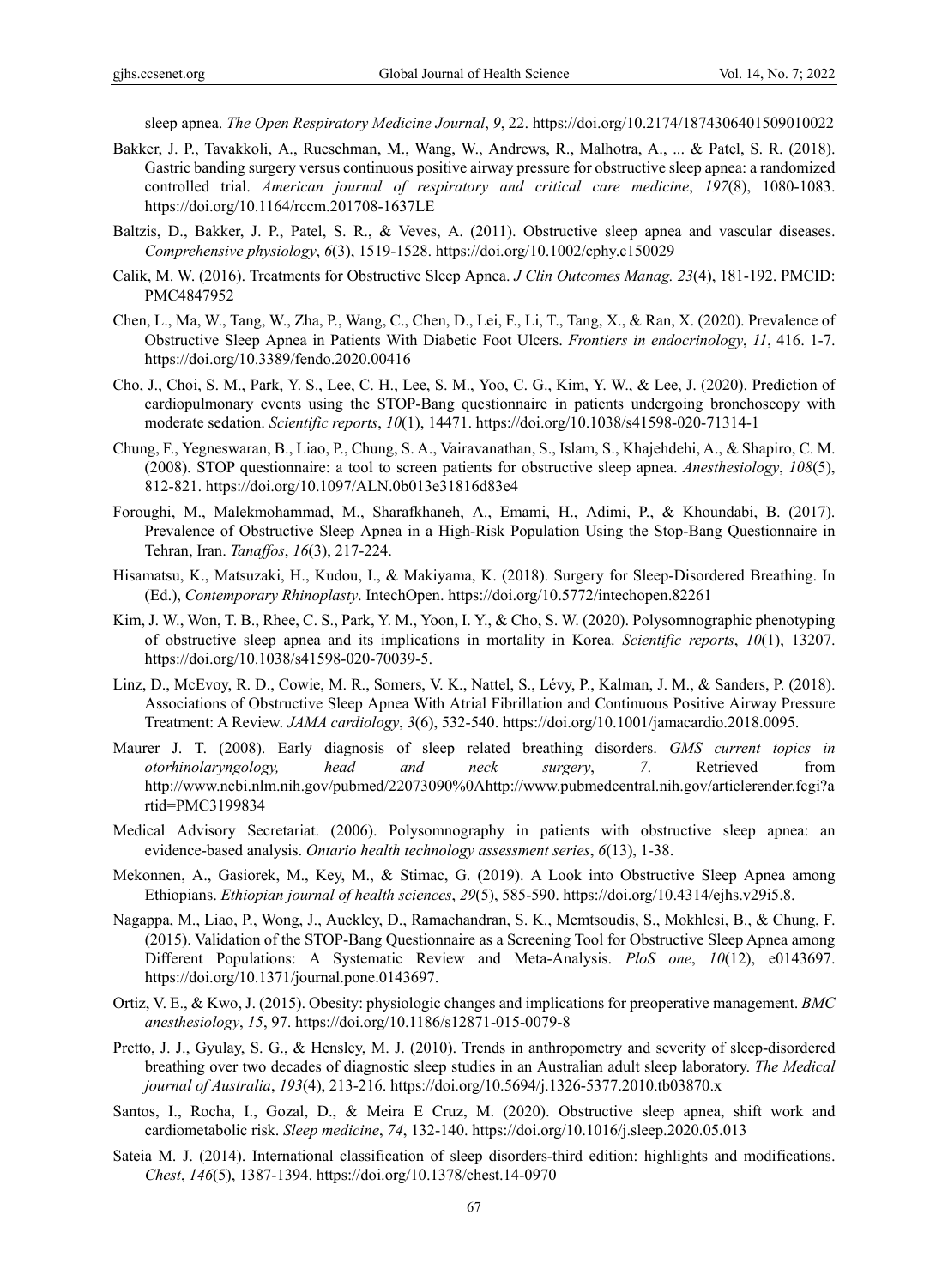sleep apnea. *The Open Respiratory Medicine Journal*, *9*, 22. https://doi.org/10.2174/1874306401509010022

Bakker, J. P., Tavakkoli, A., Rueschman, M., Wang, W., Andrews, R., Malhotra, A., ... & Patel, S. R. (2018). Gastric banding surgery versus continuous positive airway pressure for obstructive sleep apnea: a randomized controlled trial. *American journal of respiratory and critical care medicine*, *197*(8), 1080-1083. https://doi.org/10.1164/rccm.201708-1637LE

Baltzis, D., Bakker, J. P., Patel, S. R., & Veves, A. (2011). Obstructive sleep apnea and vascular diseases. *Comprehensive physiology*, *6*(3), 1519-1528. https://doi.org/10.1002/cphy.c150029

Calik, M. W. (2016). Treatments for Obstructive Sleep Apnea. *J Clin Outcomes Manag. 23*(4), 181-192. PMCID: PMC4847952

Chen, L., Ma, W., Tang, W., Zha, P., Wang, C., Chen, D., Lei, F., Li, T., Tang, X., & Ran, X. (2020). Prevalence of Obstructive Sleep Apnea in Patients With Diabetic Foot Ulcers. *Frontiers in endocrinology*, *11*, 416. 1-7. https://doi.org/10.3389/fendo.2020.00416

Cho, J., Choi, S. M., Park, Y. S., Lee, C. H., Lee, S. M., Yoo, C. G., Kim, Y. W., & Lee, J. (2020). Prediction of cardiopulmonary events using the STOP-Bang questionnaire in patients undergoing bronchoscopy with moderate sedation. *Scientific reports*, *10*(1), 14471. https://doi.org/10.1038/s41598-020-71314-1

Chung, F., Yegneswaran, B., Liao, P., Chung, S. A., Vairavanathan, S., Islam, S., Khajehdehi, A., & Shapiro, C. M. (2008). STOP questionnaire: a tool to screen patients for obstructive sleep apnea. *Anesthesiology*, *108*(5), 812-821. https://doi.org/10.1097/ALN.0b013e31816d83e4

Foroughi, M., Malekmohammad, M., Sharafkhaneh, A., Emami, H., Adimi, P., & Khoundabi, B. (2017). Prevalence of Obstructive Sleep Apnea in a High-Risk Population Using the Stop-Bang Questionnaire in Tehran, Iran. *Tanaffos*, *16*(3), 217-224.

Hisamatsu, K., Matsuzaki, H., Kudou, I., & Makiyama, K. (2018). Surgery for Sleep-Disordered Breathing. In (Ed.), *Contemporary Rhinoplasty*. IntechOpen. https://doi.org/10.5772/intechopen.82261

Kim, J. W., Won, T. B., Rhee, C. S., Park, Y. M., Yoon, I. Y., & Cho, S. W. (2020). Polysomnographic phenotyping of obstructive sleep apnea and its implications in mortality in Korea. *Scientific reports*, *10*(1), 13207. https://doi.org/10.1038/s41598-020-70039-5.

Linz, D., McEvoy, R. D., Cowie, M. R., Somers, V. K., Nattel, S., Lévy, P., Kalman, J. M., & Sanders, P. (2018). Associations of Obstructive Sleep Apnea With Atrial Fibrillation and Continuous Positive Airway Pressure Treatment: A Review. *JAMA cardiology*, *3*(6), 532-540. https://doi.org/10.1001/jamacardio.2018.0095.

Maurer J. T. (2008). Early diagnosis of sleep related breathing disorders. *GMS current topics in otorhinolaryngology, head and neck surgery*, *7*. Retrieved from http://www.ncbi.nlm.nih.gov/pubmed/22073090%0Ahttp://www.pubmedcentral.nih.gov/articlerender.fcgi?artid=PMC3199834

Medical Advisory Secretariat. (2006). Polysomnography in patients with obstructive sleep apnea: an evidence-based analysis. *Ontario health technology assessment series*, *6*(13), 1-38.

Mekonnen, A., Gasiorek, M., Key, M., & Stimac, G. (2019). A Look into Obstructive Sleep Apnea among Ethiopians. *Ethiopian journal of health sciences*, *29*(5), 585-590. https://doi.org/10.4314/ejhs.v29i5.8.

Nagappa, M., Liao, P., Wong, J., Auckley, D., Ramachandran, S. K., Memtsoudis, S., Mokhlesi, B., & Chung, F. (2015). Validation of the STOP-Bang Questionnaire as a Screening Tool for Obstructive Sleep Apnea among Different Populations: A Systematic Review and Meta-Analysis. *PloS one*, *10*(12), e0143697. https://doi.org/10.1371/journal.pone.0143697.

Ortiz, V. E., & Kwo, J. (2015). Obesity: physiologic changes and implications for preoperative management. *BMC anesthesiology*, *15*, 97. https://doi.org/10.1186/s12871-015-0079-8

Pretto, J. J., Gyulay, S. G., & Hensley, M. J. (2010). Trends in anthropometry and severity of sleep-disordered breathing over two decades of diagnostic sleep studies in an Australian adult sleep laboratory. *The Medical journal of Australia*, *193*(4), 213-216. https://doi.org/10.5694/j.1326-5377.2010.tb03870.x

Santos, I., Rocha, I., Gozal, D., & Meira E Cruz, M. (2020). Obstructive sleep apnea, shift work and cardiometabolic risk. *Sleep medicine*, *74*, 132-140. https://doi.org/10.1016/j.sleep.2020.05.013

Sateia M. J. (2014). International classification of sleep disorders-third edition: highlights and modifications. *Chest*, *146*(5), 1387-1394. https://doi.org/10.1378/chest.14-0970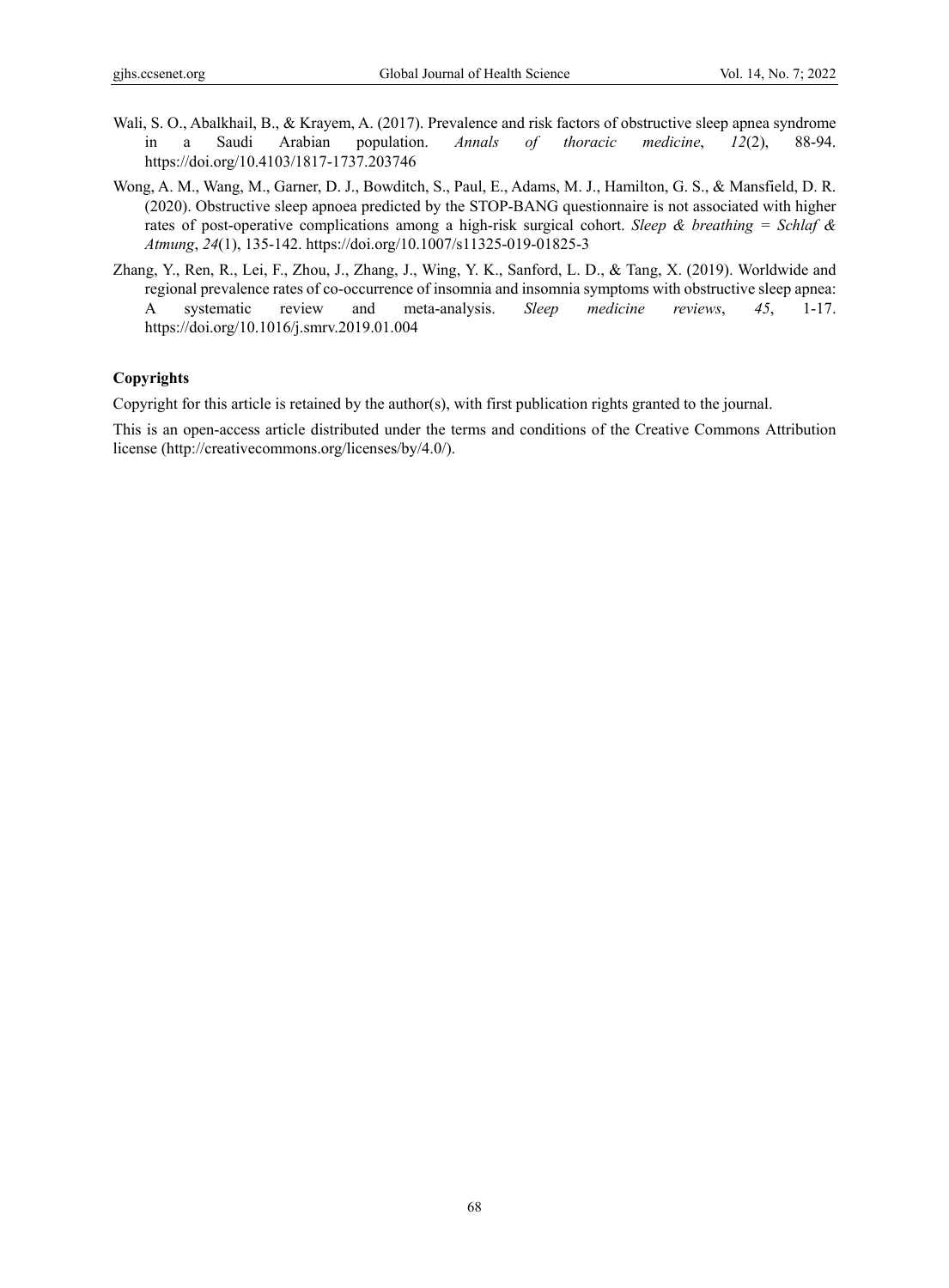Wali, S. O., Abalkhail, B., & Krayem, A. (2017). Prevalence and risk factors of obstructive sleep apnea syndrome in a Saudi Arabian population. *Annals of thoracic medicine*, *12*(2), 88-94. https://doi.org/10.4103/1817-1737.203746

Wong, A. M., Wang, M., Garner, D. J., Bowditch, S., Paul, E., Adams, M. J., Hamilton, G. S., & Mansfield, D. R. (2020). Obstructive sleep apnoea predicted by the STOP-BANG questionnaire is not associated with higher rates of post-operative complications among a high-risk surgical cohort. *Sleep & breathing = Schlaf & Atmung*, *24*(1), 135-142. https://doi.org/10.1007/s11325-019-01825-3

Zhang, Y., Ren, R., Lei, F., Zhou, J., Zhang, J., Wing, Y. K., Sanford, L. D., & Tang, X. (2019). Worldwide and regional prevalence rates of co-occurrence of insomnia and insomnia symptoms with obstructive sleep apnea: A systematic review and meta-analysis. *Sleep medicine reviews*, *45*, 1-17. https://doi.org/10.1016/j.smrv.2019.01.004

**Copyrights**

Copyright for this article is retained by the author(s), with first publication rights granted to the journal.

This is an open-access article distributed under the terms and conditions of the Creative Commons Attribution license (http://creativecommons.org/licenses/by/4.0/).